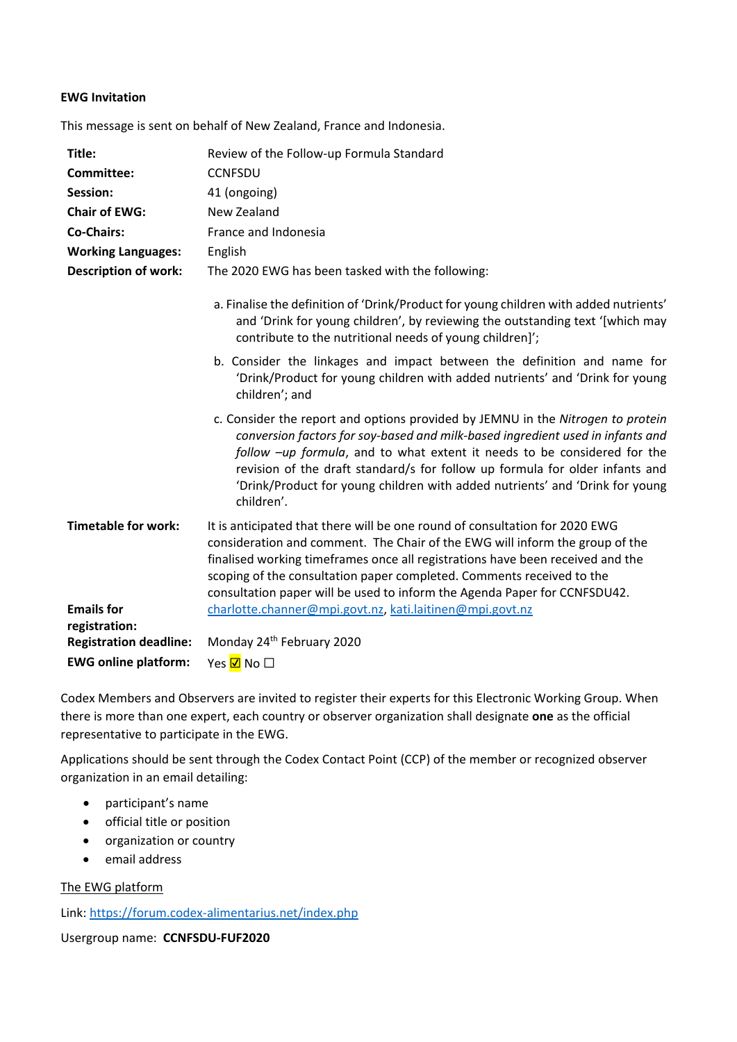**EWG Invitation**

This message is sent on behalf of New Zealand, France and Indonesia.

| | |
|---|---|
| **Title:** | Review of the Follow-up Formula Standard |
| **Committee:** | CCNFSDU |
| **Session:** | 41 (ongoing) |
| **Chair of EWG:** | New Zealand |
| **Co-Chairs:** | France and Indonesia |
| **Working Languages:** | English |
| **Description of work:** | The 2020 EWG has been tasked with the following:<br><br>a. Finalise the definition of 'Drink/Product for young children with added nutrients' and 'Drink for young children', by reviewing the outstanding text '[which may contribute to the nutritional needs of young children]';<br><br>b. Consider the linkages and impact between the definition and name for 'Drink/Product for young children with added nutrients' and 'Drink for young children'; and<br><br>c. Consider the report and options provided by JEMNU in the *Nitrogen to protein conversion factors for soy-based and milk-based ingredient used in infants and follow –up formula*, and to what extent it needs to be considered for the revision of the draft standard/s for follow up formula for older infants and 'Drink/Product for young children with added nutrients' and 'Drink for young children'. |
| **Timetable for work:** | It is anticipated that there will be one round of consultation for 2020 EWG consideration and comment. The Chair of the EWG will inform the group of the finalised working timeframes once all registrations have been received and the scoping of the consultation paper completed. Comments received to the consultation paper will be used to inform the Agenda Paper for CCNFSDU42. |
| **Emails for registration:** | charlotte.channer@mpi.govt.nz, kati.laitinen@mpi.govt.nz |
| **Registration deadline:** | Monday 24th February 2020 |
| **EWG online platform:** | Yes ☑ No ☐ |

Codex Members and Observers are invited to register their experts for this Electronic Working Group. When there is more than one expert, each country or observer organization shall designate **one** as the official representative to participate in the EWG.

Applications should be sent through the Codex Contact Point (CCP) of the member or recognized observer organization in an email detailing:

- participant's name
- official title or position
- organization or country
- email address

The EWG platform

Link: https://forum.codex-alimentarius.net/index.php

Usergroup name: **CCNFSDU-FUF2020**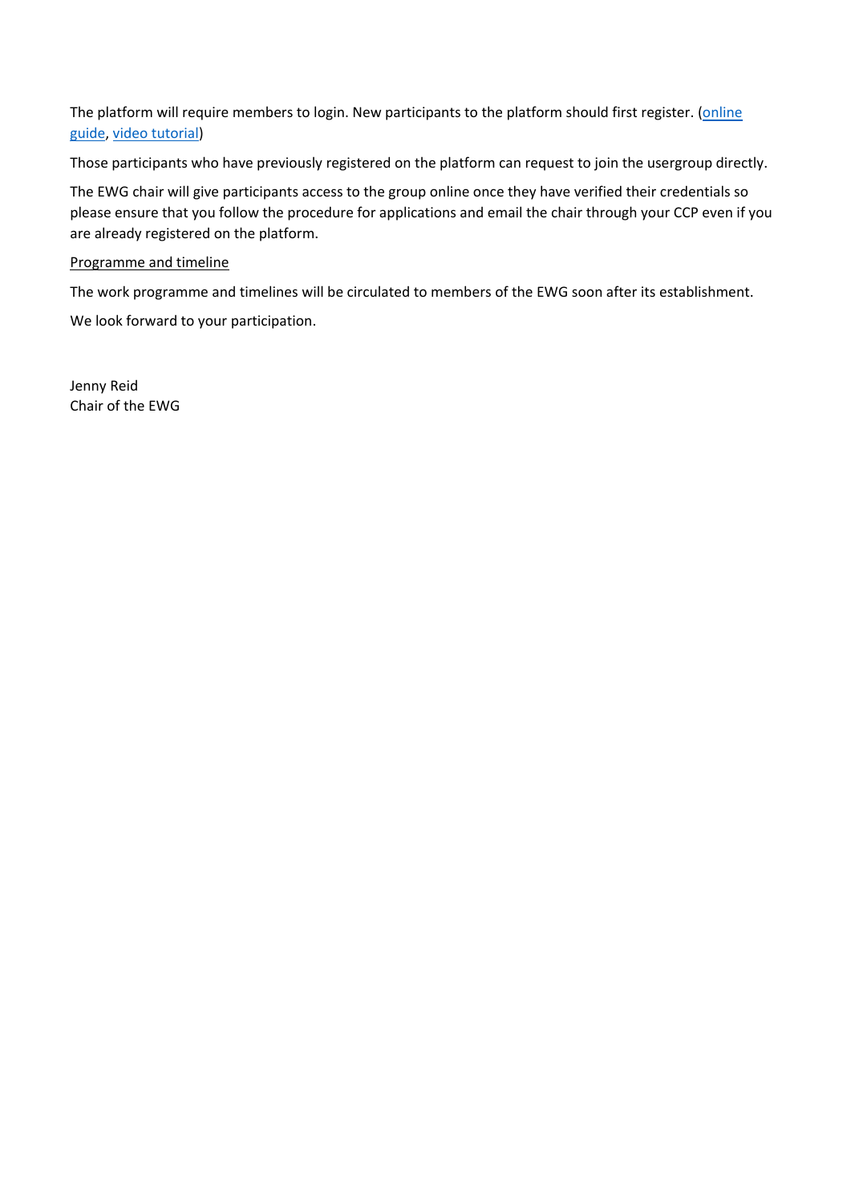The platform will require members to login. New participants to the platform should first register. (online guide, video tutorial)

Those participants who have previously registered on the platform can request to join the usergroup directly.

The EWG chair will give participants access to the group online once they have verified their credentials so please ensure that you follow the procedure for applications and email the chair through your CCP even if you are already registered on the platform.

Programme and timeline

The work programme and timelines will be circulated to members of the EWG soon after its establishment.

We look forward to your participation.

Jenny Reid
Chair of the EWG